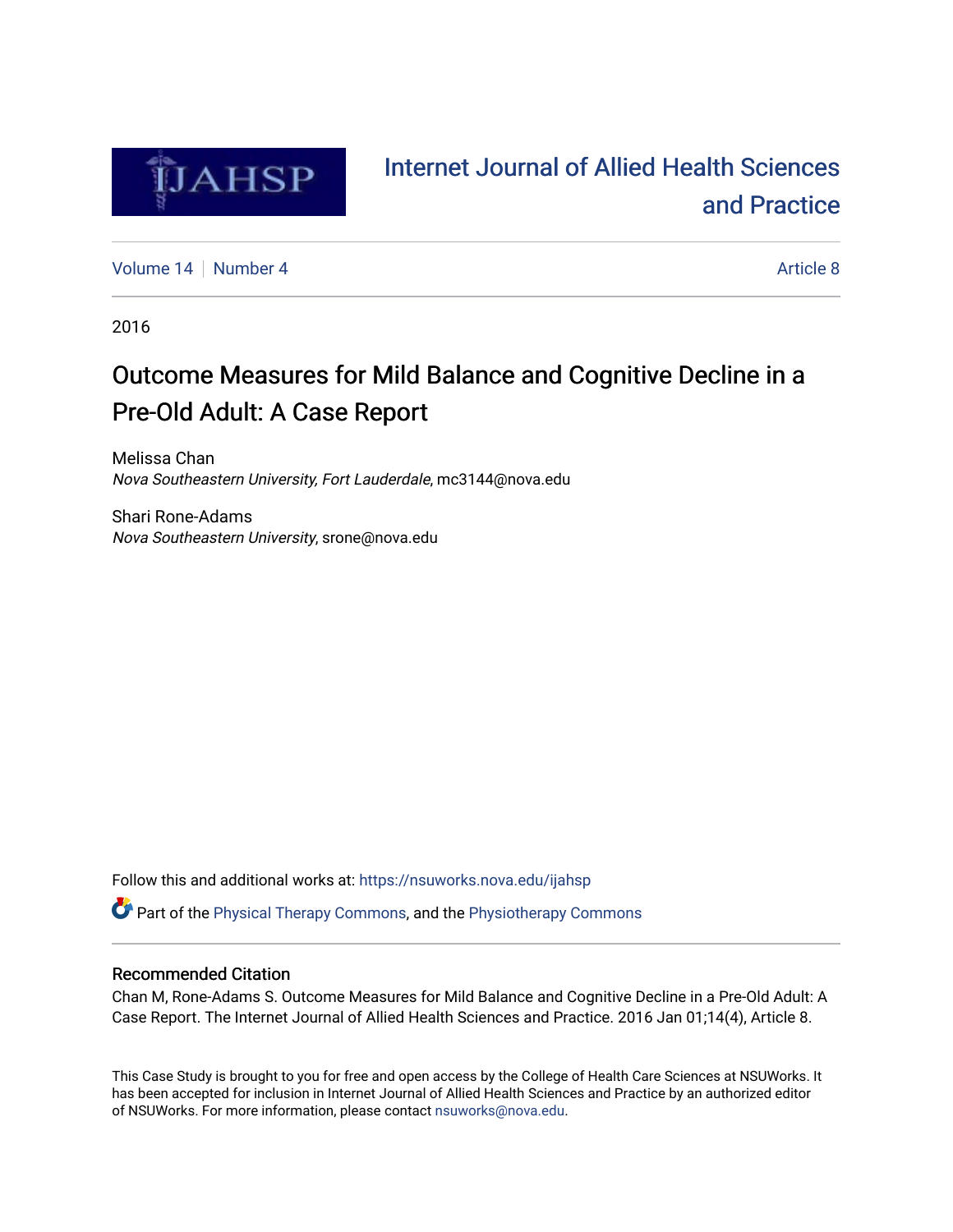# Internet Journal of Allied Health Sciences and Practice

Volume 14 | Number 4 | Article 8

2016

# Outcome Measures for Mild Balance and Cognitive Decline in a Pre-Old Adult: A Case Report

Melissa Chan
*Nova Southeastern University, Fort Lauderdale*, mc3144@nova.edu

Shari Rone-Adams
*Nova Southeastern University*, srone@nova.edu

Follow this and additional works at: https://nsuworks.nova.edu/ijahsp

Part of the Physical Therapy Commons, and the Physiotherapy Commons

## Recommended Citation

Chan M, Rone-Adams S. Outcome Measures for Mild Balance and Cognitive Decline in a Pre-Old Adult: A Case Report. The Internet Journal of Allied Health Sciences and Practice. 2016 Jan 01;14(4), Article 8.

This Case Study is brought to you for free and open access by the College of Health Care Sciences at NSUWorks. It has been accepted for inclusion in Internet Journal of Allied Health Sciences and Practice by an authorized editor of NSUWorks. For more information, please contact nsuworks@nova.edu.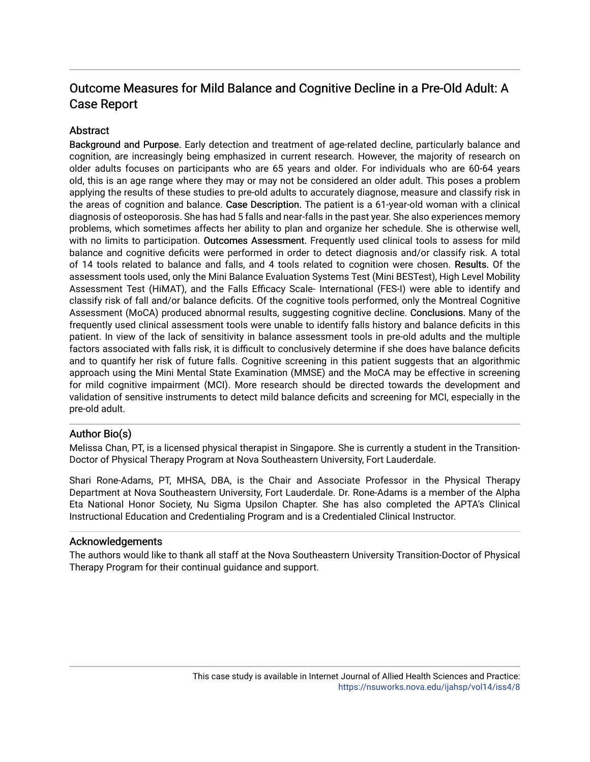# Outcome Measures for Mild Balance and Cognitive Decline in a Pre-Old Adult: A Case Report

## Abstract

**Background and Purpose.** Early detection and treatment of age-related decline, particularly balance and cognition, are increasingly being emphasized in current research. However, the majority of research on older adults focuses on participants who are 65 years and older. For individuals who are 60-64 years old, this is an age range where they may or may not be considered an older adult. This poses a problem applying the results of these studies to pre-old adults to accurately diagnose, measure and classify risk in the areas of cognition and balance. **Case Description.** The patient is a 61-year-old woman with a clinical diagnosis of osteoporosis. She has had 5 falls and near-falls in the past year. She also experiences memory problems, which sometimes affects her ability to plan and organize her schedule. She is otherwise well, with no limits to participation. **Outcomes Assessment.** Frequently used clinical tools to assess for mild balance and cognitive deficits were performed in order to detect diagnosis and/or classify risk. A total of 14 tools related to balance and falls, and 4 tools related to cognition were chosen. **Results.** Of the assessment tools used, only the Mini Balance Evaluation Systems Test (Mini BESTest), High Level Mobility Assessment Test (HiMAT), and the Falls Efficacy Scale- International (FES-I) were able to identify and classify risk of fall and/or balance deficits. Of the cognitive tools performed, only the Montreal Cognitive Assessment (MoCA) produced abnormal results, suggesting cognitive decline. **Conclusions.** Many of the frequently used clinical assessment tools were unable to identify falls history and balance deficits in this patient. In view of the lack of sensitivity in balance assessment tools in pre-old adults and the multiple factors associated with falls risk, it is difficult to conclusively determine if she does have balance deficits and to quantify her risk of future falls. Cognitive screening in this patient suggests that an algorithmic approach using the Mini Mental State Examination (MMSE) and the MoCA may be effective in screening for mild cognitive impairment (MCI). More research should be directed towards the development and validation of sensitive instruments to detect mild balance deficits and screening for MCI, especially in the pre-old adult.

## Author Bio(s)

Melissa Chan, PT, is a licensed physical therapist in Singapore. She is currently a student in the Transition-Doctor of Physical Therapy Program at Nova Southeastern University, Fort Lauderdale.

Shari Rone-Adams, PT, MHSA, DBA, is the Chair and Associate Professor in the Physical Therapy Department at Nova Southeastern University, Fort Lauderdale. Dr. Rone-Adams is a member of the Alpha Eta National Honor Society, Nu Sigma Upsilon Chapter. She has also completed the APTA's Clinical Instructional Education and Credentialing Program and is a Credentialed Clinical Instructor.

## Acknowledgements

The authors would like to thank all staff at the Nova Southeastern University Transition-Doctor of Physical Therapy Program for their continual guidance and support.

This case study is available in Internet Journal of Allied Health Sciences and Practice: https://nsuworks.nova.edu/ijahsp/vol14/iss4/8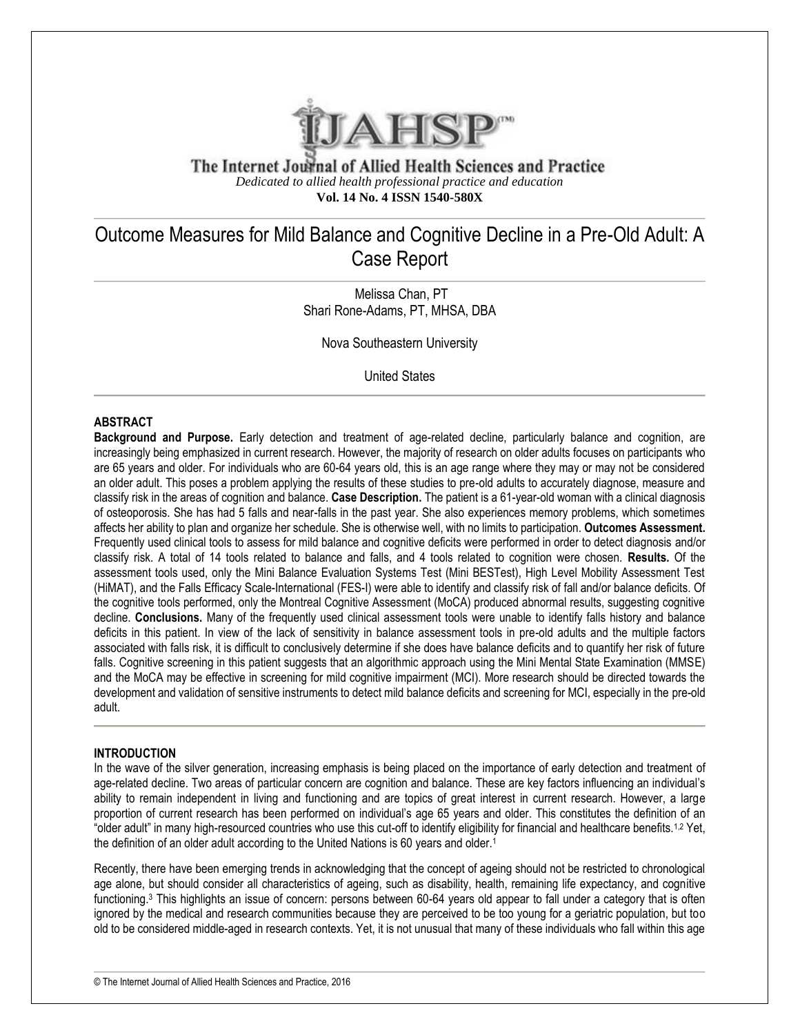# The Internet Journal of Allied Health Sciences and Practice

*Dedicated to allied health professional practice and education*

**Vol. 14 No. 4 ISSN 1540-580X**

# Outcome Measures for Mild Balance and Cognitive Decline in a Pre-Old Adult: A Case Report

Melissa Chan, PT
Shari Rone-Adams, PT, MHSA, DBA

Nova Southeastern University

United States

## ABSTRACT

**Background and Purpose.** Early detection and treatment of age-related decline, particularly balance and cognition, are increasingly being emphasized in current research. However, the majority of research on older adults focuses on participants who are 65 years and older. For individuals who are 60-64 years old, this is an age range where they may or may not be considered an older adult. This poses a problem applying the results of these studies to pre-old adults to accurately diagnose, measure and classify risk in the areas of cognition and balance. **Case Description.** The patient is a 61-year-old woman with a clinical diagnosis of osteoporosis. She has had 5 falls and near-falls in the past year. She also experiences memory problems, which sometimes affects her ability to plan and organize her schedule. She is otherwise well, with no limits to participation. **Outcomes Assessment.** Frequently used clinical tools to assess for mild balance and cognitive deficits were performed in order to detect diagnosis and/or classify risk. A total of 14 tools related to balance and falls, and 4 tools related to cognition were chosen. **Results.** Of the assessment tools used, only the Mini Balance Evaluation Systems Test (Mini BESTest), High Level Mobility Assessment Test (HiMAT), and the Falls Efficacy Scale-International (FES-I) were able to identify and classify risk of fall and/or balance deficits. Of the cognitive tools performed, only the Montreal Cognitive Assessment (MoCA) produced abnormal results, suggesting cognitive decline. **Conclusions.** Many of the frequently used clinical assessment tools were unable to identify falls history and balance deficits in this patient. In view of the lack of sensitivity in balance assessment tools in pre-old adults and the multiple factors associated with falls risk, it is difficult to conclusively determine if she does have balance deficits and to quantify her risk of future falls. Cognitive screening in this patient suggests that an algorithmic approach using the Mini Mental State Examination (MMSE) and the MoCA may be effective in screening for mild cognitive impairment (MCI). More research should be directed towards the development and validation of sensitive instruments to detect mild balance deficits and screening for MCI, especially in the pre-old adult.

## INTRODUCTION

In the wave of the silver generation, increasing emphasis is being placed on the importance of early detection and treatment of age-related decline. Two areas of particular concern are cognition and balance. These are key factors influencing an individual's ability to remain independent in living and functioning and are topics of great interest in current research. However, a large proportion of current research has been performed on individual's age 65 years and older. This constitutes the definition of an "older adult" in many high-resourced countries who use this cut-off to identify eligibility for financial and healthcare benefits.[1,2] Yet, the definition of an older adult according to the United Nations is 60 years and older.[1]

Recently, there have been emerging trends in acknowledging that the concept of ageing should not be restricted to chronological age alone, but should consider all characteristics of ageing, such as disability, health, remaining life expectancy, and cognitive functioning.[3] This highlights an issue of concern: persons between 60-64 years old appear to fall under a category that is often ignored by the medical and research communities because they are perceived to be too young for a geriatric population, but too old to be considered middle-aged in research contexts. Yet, it is not unusual that many of these individuals who fall within this age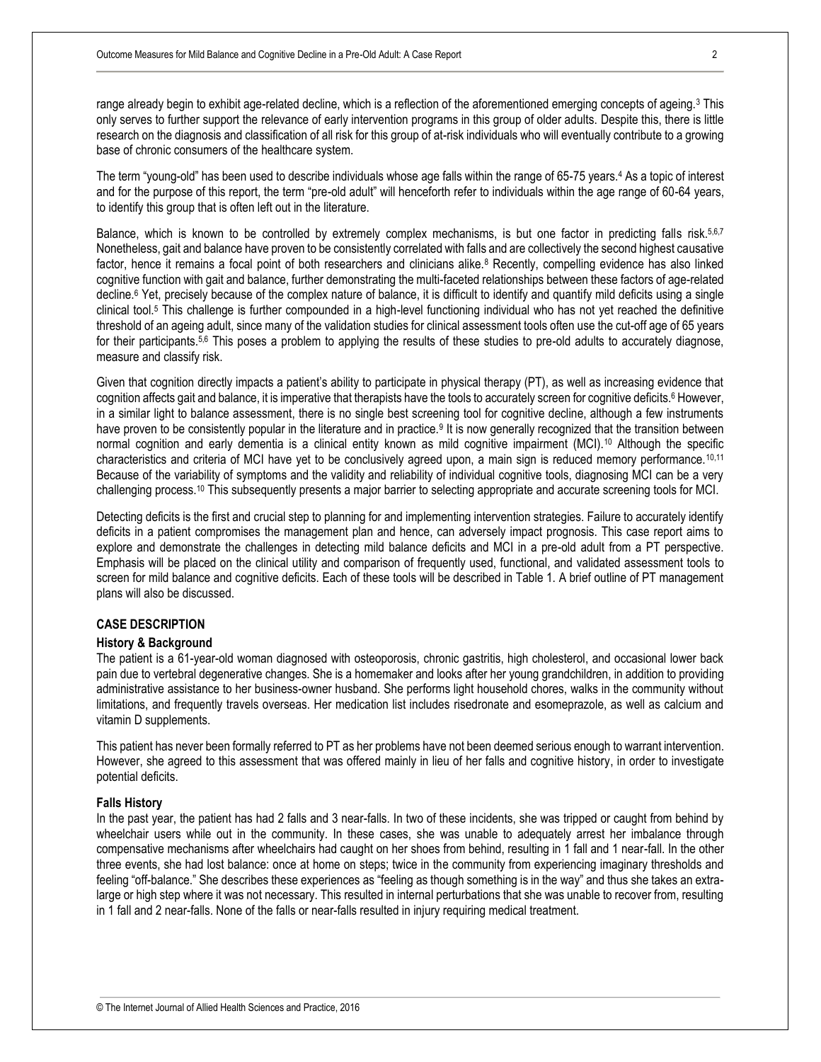range already begin to exhibit age-related decline, which is a reflection of the aforementioned emerging concepts of ageing.[3] This only serves to further support the relevance of early intervention programs in this group of older adults. Despite this, there is little research on the diagnosis and classification of all risk for this group of at-risk individuals who will eventually contribute to a growing base of chronic consumers of the healthcare system.

The term "young-old" has been used to describe individuals whose age falls within the range of 65-75 years.[4] As a topic of interest and for the purpose of this report, the term "pre-old adult" will henceforth refer to individuals within the age range of 60-64 years, to identify this group that is often left out in the literature.

Balance, which is known to be controlled by extremely complex mechanisms, is but one factor in predicting falls risk.[5,6,7] Nonetheless, gait and balance have proven to be consistently correlated with falls and are collectively the second highest causative factor, hence it remains a focal point of both researchers and clinicians alike.[8] Recently, compelling evidence has also linked cognitive function with gait and balance, further demonstrating the multi-faceted relationships between these factors of age-related decline.[6] Yet, precisely because of the complex nature of balance, it is difficult to identify and quantify mild deficits using a single clinical tool.[5] This challenge is further compounded in a high-level functioning individual who has not yet reached the definitive threshold of an ageing adult, since many of the validation studies for clinical assessment tools often use the cut-off age of 65 years for their participants.[5,6] This poses a problem to applying the results of these studies to pre-old adults to accurately diagnose, measure and classify risk.

Given that cognition directly impacts a patient's ability to participate in physical therapy (PT), as well as increasing evidence that cognition affects gait and balance, it is imperative that therapists have the tools to accurately screen for cognitive deficits.[6] However, in a similar light to balance assessment, there is no single best screening tool for cognitive decline, although a few instruments have proven to be consistently popular in the literature and in practice.[9] It is now generally recognized that the transition between normal cognition and early dementia is a clinical entity known as mild cognitive impairment (MCI).[10] Although the specific characteristics and criteria of MCI have yet to be conclusively agreed upon, a main sign is reduced memory performance.[10,11] Because of the variability of symptoms and the validity and reliability of individual cognitive tools, diagnosing MCI can be a very challenging process.[10] This subsequently presents a major barrier to selecting appropriate and accurate screening tools for MCI.

Detecting deficits is the first and crucial step to planning for and implementing intervention strategies. Failure to accurately identify deficits in a patient compromises the management plan and hence, can adversely impact prognosis. This case report aims to explore and demonstrate the challenges in detecting mild balance deficits and MCI in a pre-old adult from a PT perspective. Emphasis will be placed on the clinical utility and comparison of frequently used, functional, and validated assessment tools to screen for mild balance and cognitive deficits. Each of these tools will be described in Table 1. A brief outline of PT management plans will also be discussed.

## CASE DESCRIPTION

### History & Background

The patient is a 61-year-old woman diagnosed with osteoporosis, chronic gastritis, high cholesterol, and occasional lower back pain due to vertebral degenerative changes. She is a homemaker and looks after her young grandchildren, in addition to providing administrative assistance to her business-owner husband. She performs light household chores, walks in the community without limitations, and frequently travels overseas. Her medication list includes risedronate and esomeprazole, as well as calcium and vitamin D supplements.

This patient has never been formally referred to PT as her problems have not been deemed serious enough to warrant intervention. However, she agreed to this assessment that was offered mainly in lieu of her falls and cognitive history, in order to investigate potential deficits.

### Falls History

In the past year, the patient has had 2 falls and 3 near-falls. In two of these incidents, she was tripped or caught from behind by wheelchair users while out in the community. In these cases, she was unable to adequately arrest her imbalance through compensative mechanisms after wheelchairs had caught on her shoes from behind, resulting in 1 fall and 1 near-fall. In the other three events, she had lost balance: once at home on steps; twice in the community from experiencing imaginary thresholds and feeling "off-balance." She describes these experiences as "feeling as though something is in the way" and thus she takes an extra-large or high step where it was not necessary. This resulted in internal perturbations that she was unable to recover from, resulting in 1 fall and 2 near-falls. None of the falls or near-falls resulted in injury requiring medical treatment.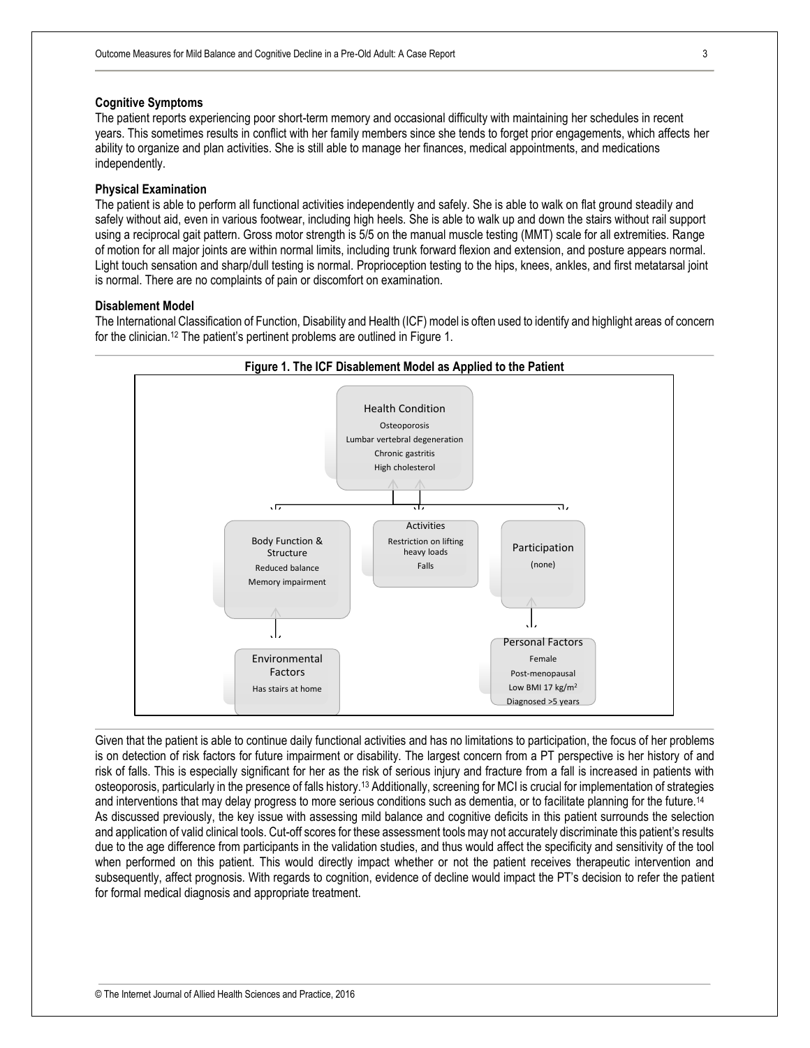**Cognitive Symptoms**

The patient reports experiencing poor short-term memory and occasional difficulty with maintaining her schedules in recent years. This sometimes results in conflict with her family members since she tends to forget prior engagements, which affects her ability to organize and plan activities. She is still able to manage her finances, medical appointments, and medications independently.

**Physical Examination**

The patient is able to perform all functional activities independently and safely. She is able to walk on flat ground steadily and safely without aid, even in various footwear, including high heels. She is able to walk up and down the stairs without rail support using a reciprocal gait pattern. Gross motor strength is 5/5 on the manual muscle testing (MMT) scale for all extremities. Range of motion for all major joints are within normal limits, including trunk forward flexion and extension, and posture appears normal. Light touch sensation and sharp/dull testing is normal. Proprioception testing to the hips, knees, ankles, and first metatarsal joint is normal. There are no complaints of pain or discomfort on examination.

**Disablement Model**

The International Classification of Function, Disability and Health (ICF) model is often used to identify and highlight areas of concern for the clinician.[12] The patient's pertinent problems are outlined in Figure 1.

**Figure 1. The ICF Disablement Model as Applied to the Patient**

Health Condition
Osteoporosis
Lumbar vertebral degeneration
Chronic gastritis
High cholesterol

Body Function & Structure
Reduced balance
Memory impairment

Activities
Restriction on lifting heavy loads
Falls

Participation
(none)

Environmental Factors
Has stairs at home

Personal Factors
Female
Post-menopausal
Low BMI 17 kg/m$^2$
Diagnosed >5 years

Given that the patient is able to continue daily functional activities and has no limitations to participation, the focus of her problems is on detection of risk factors for future impairment or disability. The largest concern from a PT perspective is her history of and risk of falls. This is especially significant for her as the risk of serious injury and fracture from a fall is increased in patients with osteoporosis, particularly in the presence of falls history.[13] Additionally, screening for MCI is crucial for implementation of strategies and interventions that may delay progress to more serious conditions such as dementia, or to facilitate planning for the future.[14]

As discussed previously, the key issue with assessing mild balance and cognitive deficits in this patient surrounds the selection and application of valid clinical tools. Cut-off scores for these assessment tools may not accurately discriminate this patient's results due to the age difference from participants in the validation studies, and thus would affect the specificity and sensitivity of the tool when performed on this patient. This would directly impact whether or not the patient receives therapeutic intervention and subsequently, affect prognosis. With regards to cognition, evidence of decline would impact the PT's decision to refer the patient for formal medical diagnosis and appropriate treatment.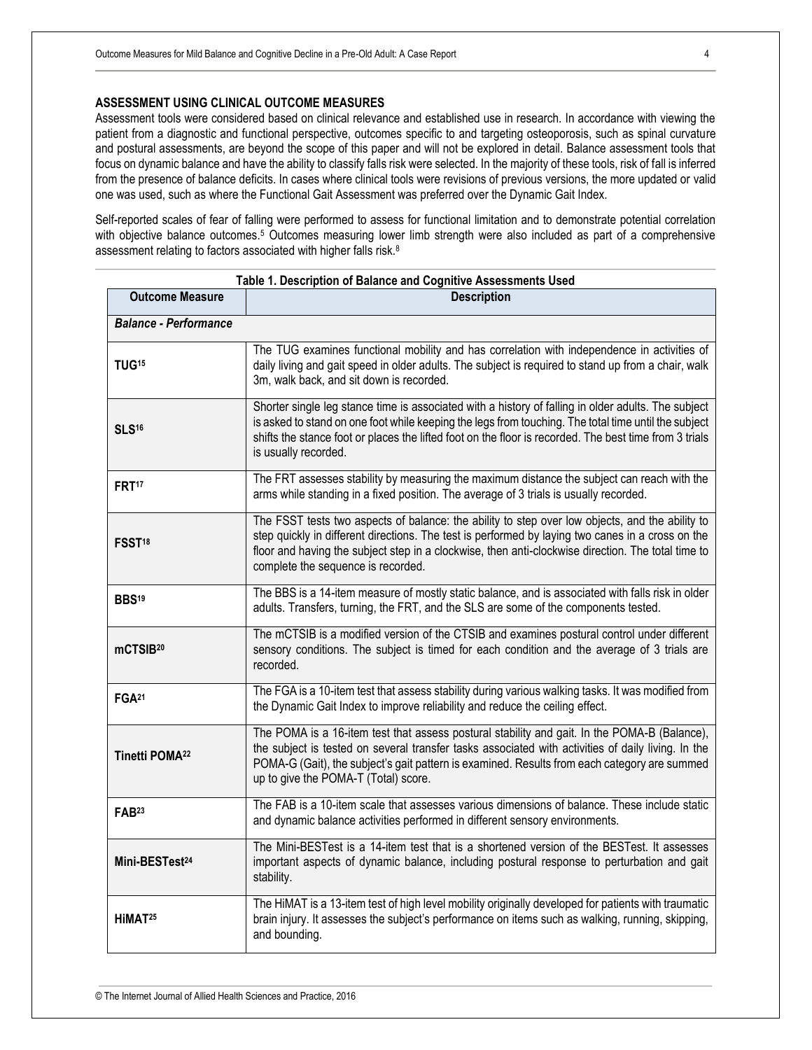### ASSESSMENT USING CLINICAL OUTCOME MEASURES

Assessment tools were considered based on clinical relevance and established use in research. In accordance with viewing the patient from a diagnostic and functional perspective, outcomes specific to and targeting osteoporosis, such as spinal curvature and postural assessments, are beyond the scope of this paper and will not be explored in detail. Balance assessment tools that focus on dynamic balance and have the ability to classify falls risk were selected. In the majority of these tools, risk of fall is inferred from the presence of balance deficits. In cases where clinical tools were revisions of previous versions, the more updated or valid one was used, such as where the Functional Gait Assessment was preferred over the Dynamic Gait Index.

Self-reported scales of fear of falling were performed to assess for functional limitation and to demonstrate potential correlation with objective balance outcomes.[5] Outcomes measuring lower limb strength were also included as part of a comprehensive assessment relating to factors associated with higher falls risk.[8]

**Table 1. Description of Balance and Cognitive Assessments Used**

| Outcome Measure | Description |
|---|---|
| ***Balance - Performance*** | |
| **TUG**[15] | The TUG examines functional mobility and has correlation with independence in activities of daily living and gait speed in older adults. The subject is required to stand up from a chair, walk 3m, walk back, and sit down is recorded. |
| **SLS**[16] | Shorter single leg stance time is associated with a history of falling in older adults. The subject is asked to stand on one foot while keeping the legs from touching. The total time until the subject shifts the stance foot or places the lifted foot on the floor is recorded. The best time from 3 trials is usually recorded. |
| **FRT**[17] | The FRT assesses stability by measuring the maximum distance the subject can reach with the arms while standing in a fixed position. The average of 3 trials is usually recorded. |
| **FSST**[18] | The FSST tests two aspects of balance: the ability to step over low objects, and the ability to step quickly in different directions. The test is performed by laying two canes in a cross on the floor and having the subject step in a clockwise, then anti-clockwise direction. The total time to complete the sequence is recorded. |
| **BBS**[19] | The BBS is a 14-item measure of mostly static balance, and is associated with falls risk in older adults. Transfers, turning, the FRT, and the SLS are some of the components tested. |
| **mCTSIB**[20] | The mCTSIB is a modified version of the CTSIB and examines postural control under different sensory conditions. The subject is timed for each condition and the average of 3 trials are recorded. |
| **FGA**[21] | The FGA is a 10-item test that assess stability during various walking tasks. It was modified from the Dynamic Gait Index to improve reliability and reduce the ceiling effect. |
| **Tinetti POMA**[22] | The POMA is a 16-item test that assess postural stability and gait. In the POMA-B (Balance), the subject is tested on several transfer tasks associated with activities of daily living. In the POMA-G (Gait), the subject's gait pattern is examined. Results from each category are summed up to give the POMA-T (Total) score. |
| **FAB**[23] | The FAB is a 10-item scale that assesses various dimensions of balance. These include static and dynamic balance activities performed in different sensory environments. |
| **Mini-BESTest**[24] | The Mini-BESTest is a 14-item test that is a shortened version of the BESTest. It assesses important aspects of dynamic balance, including postural response to perturbation and gait stability. |
| **HiMAT**[25] | The HiMAT is a 13-item test of high level mobility originally developed for patients with traumatic brain injury. It assesses the subject's performance on items such as walking, running, skipping, and bounding. |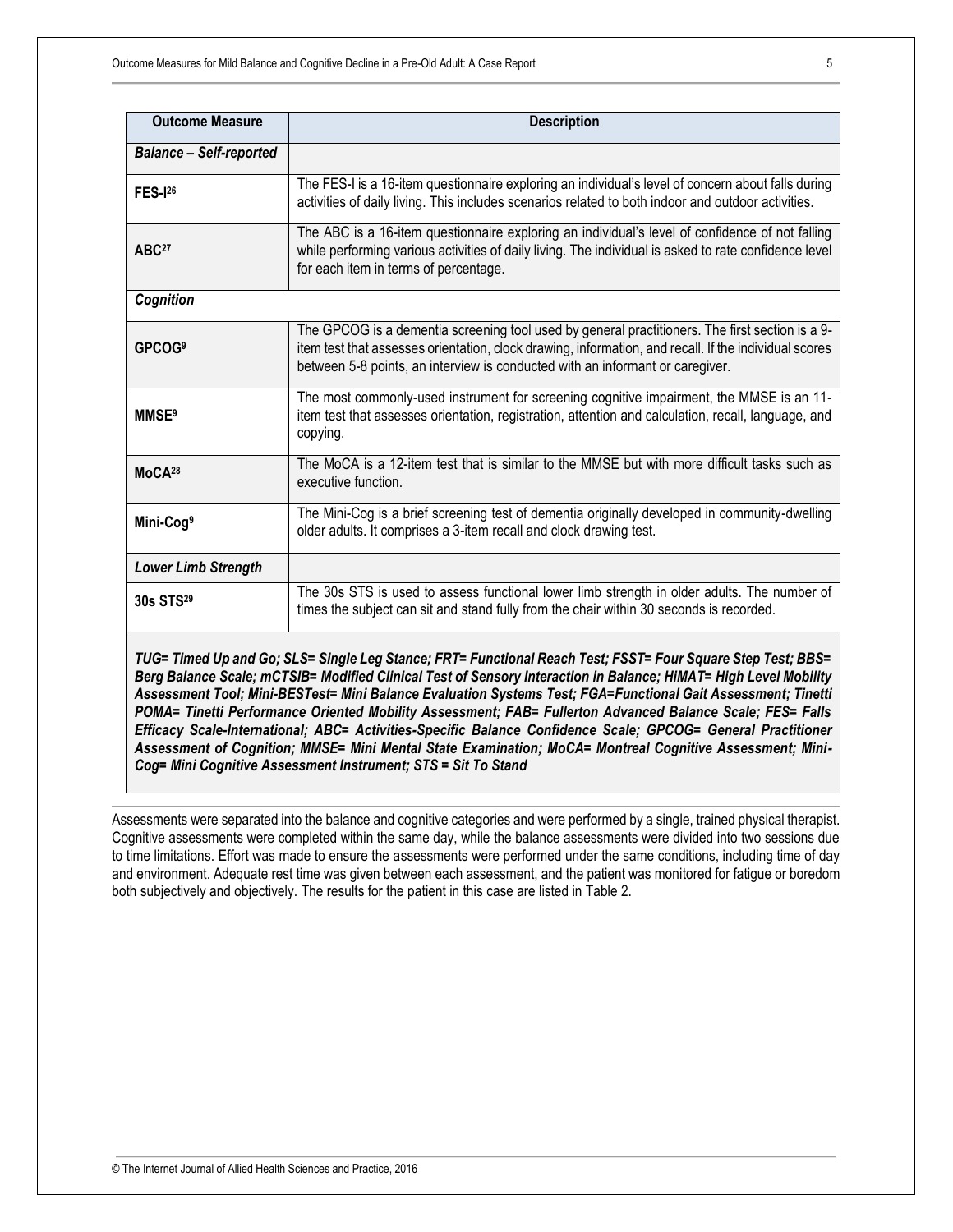| Outcome Measure | Description |
|---|---|
| ***Balance – Self-reported*** | |
| **FES-I**[26] | The FES-I is a 16-item questionnaire exploring an individual's level of concern about falls during activities of daily living. This includes scenarios related to both indoor and outdoor activities. |
| **ABC**[27] | The ABC is a 16-item questionnaire exploring an individual's level of confidence of not falling while performing various activities of daily living. The individual is asked to rate confidence level for each item in terms of percentage. |
| ***Cognition*** | |
| **GPCOG**[9] | The GPCOG is a dementia screening tool used by general practitioners. The first section is a 9-item test that assesses orientation, clock drawing, information, and recall. If the individual scores between 5-8 points, an interview is conducted with an informant or caregiver. |
| **MMSE**[9] | The most commonly-used instrument for screening cognitive impairment, the MMSE is an 11-item test that assesses orientation, registration, attention and calculation, recall, language, and copying. |
| **MoCA**[28] | The MoCA is a 12-item test that is similar to the MMSE but with more difficult tasks such as executive function. |
| **Mini-Cog**[9] | The Mini-Cog is a brief screening test of dementia originally developed in community-dwelling older adults. It comprises a 3-item recall and clock drawing test. |
| ***Lower Limb Strength*** | |
| **30s STS**[29] | The 30s STS is used to assess functional lower limb strength in older adults. The number of times the subject can sit and stand fully from the chair within 30 seconds is recorded. |

***TUG= Timed Up and Go; SLS= Single Leg Stance; FRT= Functional Reach Test; FSST= Four Square Step Test; BBS= Berg Balance Scale; mCTSIB= Modified Clinical Test of Sensory Interaction in Balance; HiMAT= High Level Mobility Assessment Tool; Mini-BESTest= Mini Balance Evaluation Systems Test; FGA=Functional Gait Assessment; Tinetti POMA= Tinetti Performance Oriented Mobility Assessment; FAB= Fullerton Advanced Balance Scale; FES= Falls Efficacy Scale-International; ABC= Activities-Specific Balance Confidence Scale; GPCOG= General Practitioner Assessment of Cognition; MMSE= Mini Mental State Examination; MoCA= Montreal Cognitive Assessment; Mini-Cog= Mini Cognitive Assessment Instrument; STS = Sit To Stand***

Assessments were separated into the balance and cognitive categories and were performed by a single, trained physical therapist. Cognitive assessments were completed within the same day, while the balance assessments were divided into two sessions due to time limitations. Effort was made to ensure the assessments were performed under the same conditions, including time of day and environment. Adequate rest time was given between each assessment, and the patient was monitored for fatigue or boredom both subjectively and objectively. The results for the patient in this case are listed in Table 2.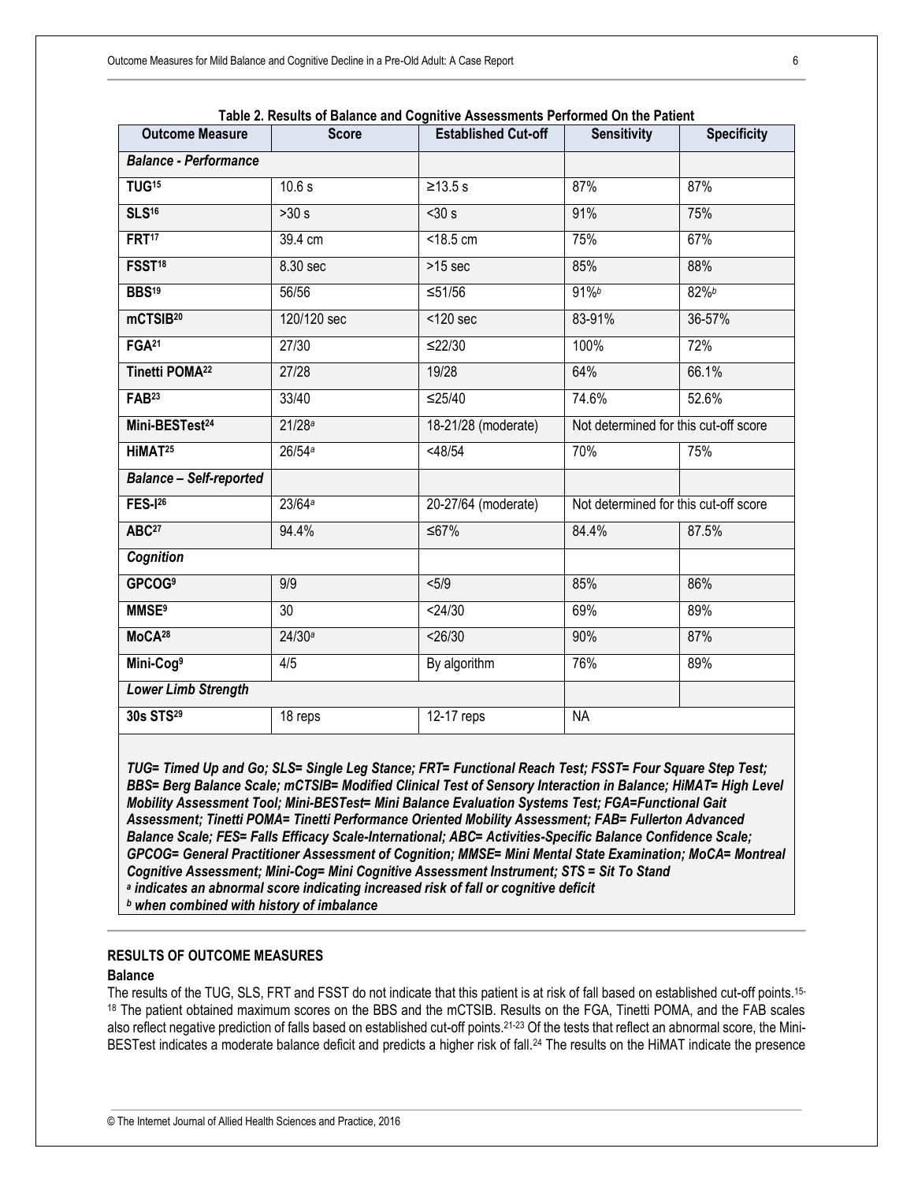**Table 2. Results of Balance and Cognitive Assessments Performed On the Patient**

| Outcome Measure | Score | Established Cut-off | Sensitivity | Specificity |
|---|---|---|---|---|
| ***Balance - Performance*** | | | | |
| **TUG[15]** | 10.6 s | ≥13.5 s | 87% | 87% |
| **SLS[16]** | >30 s | <30 s | 91% | 75% |
| **FRT[17]** | 39.4 cm | <18.5 cm | 75% | 67% |
| **FSST[18]** | 8.30 sec | >15 sec | 85% | 88% |
| **BBS[19]** | 56/56 | ≤51/56 | 91%[b] | 82%[b] |
| **mCTSIB[20]** | 120/120 sec | <120 sec | 83-91% | 36-57% |
| **FGA[21]** | 27/30 | ≤22/30 | 100% | 72% |
| **Tinetti POMA[22]** | 27/28 | 19/28 | 64% | 66.1% |
| **FAB[23]** | 33/40 | ≤25/40 | 74.6% | 52.6% |
| **Mini-BESTest[24]** | 21/28[a] | 18-21/28 (moderate) | Not determined for this cut-off score | |
| **HiMAT[25]** | 26/54[a] | <48/54 | 70% | 75% |
| ***Balance – Self-reported*** | | | | |
| **FES-I[26]** | 23/64[a] | 20-27/64 (moderate) | Not determined for this cut-off score | |
| **ABC[27]** | 94.4% | ≤67% | 84.4% | 87.5% |
| ***Cognition*** | | | | |
| **GPCOG[9]** | 9/9 | <5/9 | 85% | 86% |
| **MMSE[9]** | 30 | <24/30 | 69% | 89% |
| **MoCA[28]** | 24/30[a] | <26/30 | 90% | 87% |
| **Mini-Cog[9]** | 4/5 | By algorithm | 76% | 89% |
| ***Lower Limb Strength*** | | | | |
| **30s STS[29]** | 18 reps | 12-17 reps | NA | |

***TUG= Timed Up and Go; SLS= Single Leg Stance; FRT= Functional Reach Test; FSST= Four Square Step Test; BBS= Berg Balance Scale; mCTSIB= Modified Clinical Test of Sensory Interaction in Balance; HiMAT= High Level Mobility Assessment Tool; Mini-BESTest= Mini Balance Evaluation Systems Test; FGA=Functional Gait Assessment; Tinetti POMA= Tinetti Performance Oriented Mobility Assessment; FAB= Fullerton Advanced Balance Scale; FES= Falls Efficacy Scale-International; ABC= Activities-Specific Balance Confidence Scale; GPCOG= General Practitioner Assessment of Cognition; MMSE= Mini Mental State Examination; MoCA= Montreal Cognitive Assessment; Mini-Cog= Mini Cognitive Assessment Instrument; STS = Sit To Stand***

***[a] indicates an abnormal score indicating increased risk of fall or cognitive deficit***

***[b] when combined with history of imbalance***

## RESULTS OF OUTCOME MEASURES

### Balance

The results of the TUG, SLS, FRT and FSST do not indicate that this patient is at risk of fall based on established cut-off points.[15-18] The patient obtained maximum scores on the BBS and the mCTSIB. Results on the FGA, Tinetti POMA, and the FAB scales also reflect negative prediction of falls based on established cut-off points.[21-23] Of the tests that reflect an abnormal score, the Mini-BESTest indicates a moderate balance deficit and predicts a higher risk of fall.[24] The results on the HiMAT indicate the presence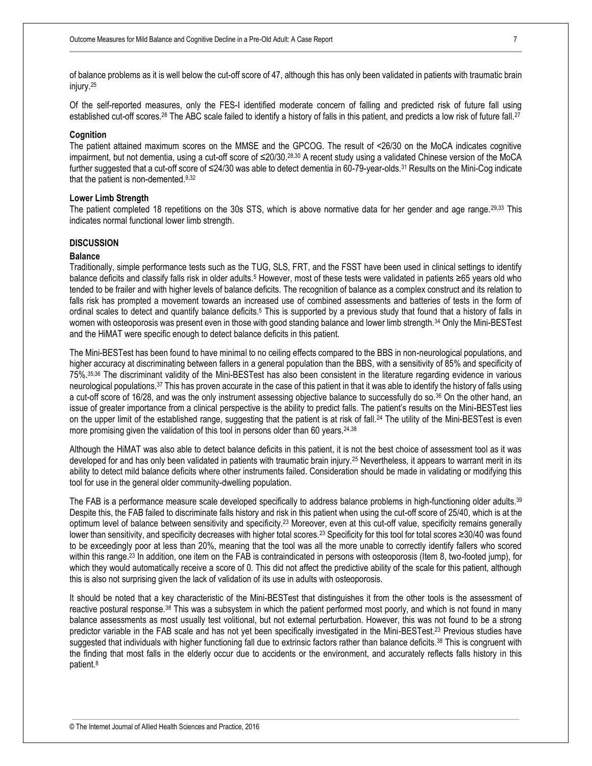of balance problems as it is well below the cut-off score of 47, although this has only been validated in patients with traumatic brain injury.[25]

Of the self-reported measures, only the FES-I identified moderate concern of falling and predicted risk of future fall using established cut-off scores.[26] The ABC scale failed to identify a history of falls in this patient, and predicts a low risk of future fall.[27]

**Cognition**

The patient attained maximum scores on the MMSE and the GPCOG. The result of <26/30 on the MoCA indicates cognitive impairment, but not dementia, using a cut-off score of ≤20/30.[28,30] A recent study using a validated Chinese version of the MoCA further suggested that a cut-off score of ≤24/30 was able to detect dementia in 60-79-year-olds.[31] Results on the Mini-Cog indicate that the patient is non-demented.[9,32]

**Lower Limb Strength**

The patient completed 18 repetitions on the 30s STS, which is above normative data for her gender and age range.[29,33] This indicates normal functional lower limb strength.

## DISCUSSION

**Balance**

Traditionally, simple performance tests such as the TUG, SLS, FRT, and the FSST have been used in clinical settings to identify balance deficits and classify falls risk in older adults.[5] However, most of these tests were validated in patients ≥65 years old who tended to be frailer and with higher levels of balance deficits. The recognition of balance as a complex construct and its relation to falls risk has prompted a movement towards an increased use of combined assessments and batteries of tests in the form of ordinal scales to detect and quantify balance deficits.[5] This is supported by a previous study that found that a history of falls in women with osteoporosis was present even in those with good standing balance and lower limb strength.[34] Only the Mini-BESTest and the HiMAT were specific enough to detect balance deficits in this patient.

The Mini-BESTest has been found to have minimal to no ceiling effects compared to the BBS in non-neurological populations, and higher accuracy at discriminating between fallers in a general population than the BBS, with a sensitivity of 85% and specificity of 75%.[35,36] The discriminant validity of the Mini-BESTest has also been consistent in the literature regarding evidence in various neurological populations.[37] This has proven accurate in the case of this patient in that it was able to identify the history of falls using a cut-off score of 16/28, and was the only instrument assessing objective balance to successfully do so.[36] On the other hand, an issue of greater importance from a clinical perspective is the ability to predict falls. The patient's results on the Mini-BESTest lies on the upper limit of the established range, suggesting that the patient is at risk of fall.[24] The utility of the Mini-BESTest is even more promising given the validation of this tool in persons older than 60 years.[24,38]

Although the HiMAT was also able to detect balance deficits in this patient, it is not the best choice of assessment tool as it was developed for and has only been validated in patients with traumatic brain injury.[25] Nevertheless, it appears to warrant merit in its ability to detect mild balance deficits where other instruments failed. Consideration should be made in validating or modifying this tool for use in the general older community-dwelling population.

The FAB is a performance measure scale developed specifically to address balance problems in high-functioning older adults.[39] Despite this, the FAB failed to discriminate falls history and risk in this patient when using the cut-off score of 25/40, which is at the optimum level of balance between sensitivity and specificity.[23] Moreover, even at this cut-off value, specificity remains generally lower than sensitivity, and specificity decreases with higher total scores.[23] Specificity for this tool for total scores ≥30/40 was found to be exceedingly poor at less than 20%, meaning that the tool was all the more unable to correctly identify fallers who scored within this range.[23] In addition, one item on the FAB is contraindicated in persons with osteoporosis (Item 8, two-footed jump), for which they would automatically receive a score of 0. This did not affect the predictive ability of the scale for this patient, although this is also not surprising given the lack of validation of its use in adults with osteoporosis.

It should be noted that a key characteristic of the Mini-BESTest that distinguishes it from the other tools is the assessment of reactive postural response.[38] This was a subsystem in which the patient performed most poorly, and which is not found in many balance assessments as most usually test volitional, but not external perturbation. However, this was not found to be a strong predictor variable in the FAB scale and has not yet been specifically investigated in the Mini-BESTest.[23] Previous studies have suggested that individuals with higher functioning fall due to extrinsic factors rather than balance deficits.[38] This is congruent with the finding that most falls in the elderly occur due to accidents or the environment, and accurately reflects falls history in this patient.[8]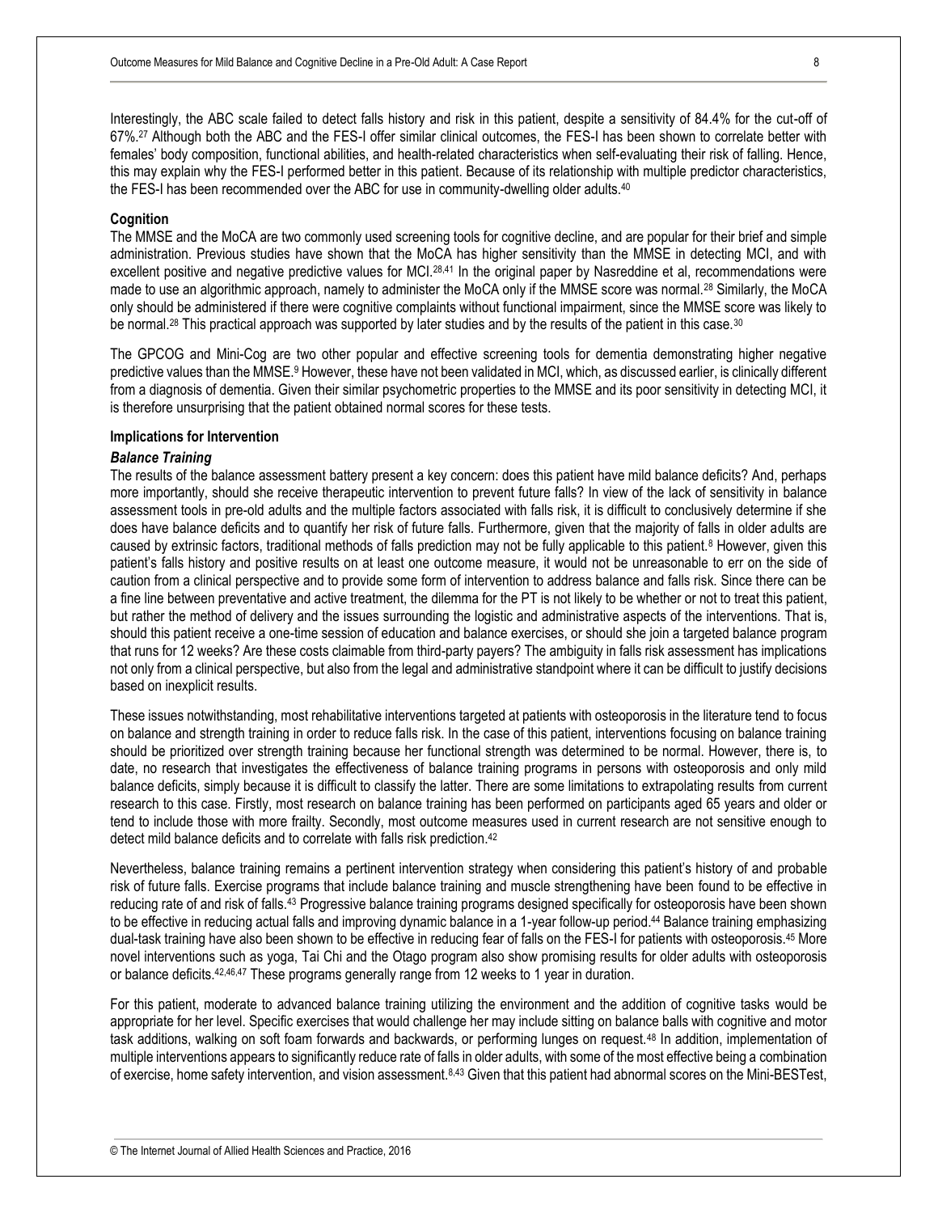Interestingly, the ABC scale failed to detect falls history and risk in this patient, despite a sensitivity of 84.4% for the cut-off of 67%.[27] Although both the ABC and the FES-I offer similar clinical outcomes, the FES-I has been shown to correlate better with females' body composition, functional abilities, and health-related characteristics when self-evaluating their risk of falling. Hence, this may explain why the FES-I performed better in this patient. Because of its relationship with multiple predictor characteristics, the FES-I has been recommended over the ABC for use in community-dwelling older adults.[40]

**Cognition**

The MMSE and the MoCA are two commonly used screening tools for cognitive decline, and are popular for their brief and simple administration. Previous studies have shown that the MoCA has higher sensitivity than the MMSE in detecting MCI, and with excellent positive and negative predictive values for MCI.[28,41] In the original paper by Nasreddine et al, recommendations were made to use an algorithmic approach, namely to administer the MoCA only if the MMSE score was normal.[28] Similarly, the MoCA only should be administered if there were cognitive complaints without functional impairment, since the MMSE score was likely to be normal.[28] This practical approach was supported by later studies and by the results of the patient in this case.[30]

The GPCOG and Mini-Cog are two other popular and effective screening tools for dementia demonstrating higher negative predictive values than the MMSE.[9] However, these have not been validated in MCI, which, as discussed earlier, is clinically different from a diagnosis of dementia. Given their similar psychometric properties to the MMSE and its poor sensitivity in detecting MCI, it is therefore unsurprising that the patient obtained normal scores for these tests.

**Implications for Intervention**

***Balance Training***

The results of the balance assessment battery present a key concern: does this patient have mild balance deficits? And, perhaps more importantly, should she receive therapeutic intervention to prevent future falls? In view of the lack of sensitivity in balance assessment tools in pre-old adults and the multiple factors associated with falls risk, it is difficult to conclusively determine if she does have balance deficits and to quantify her risk of future falls. Furthermore, given that the majority of falls in older adults are caused by extrinsic factors, traditional methods of falls prediction may not be fully applicable to this patient.[8] However, given this patient's falls history and positive results on at least one outcome measure, it would not be unreasonable to err on the side of caution from a clinical perspective and to provide some form of intervention to address balance and falls risk. Since there can be a fine line between preventative and active treatment, the dilemma for the PT is not likely to be whether or not to treat this patient, but rather the method of delivery and the issues surrounding the logistic and administrative aspects of the interventions. That is, should this patient receive a one-time session of education and balance exercises, or should she join a targeted balance program that runs for 12 weeks? Are these costs claimable from third-party payers? The ambiguity in falls risk assessment has implications not only from a clinical perspective, but also from the legal and administrative standpoint where it can be difficult to justify decisions based on inexplicit results.

These issues notwithstanding, most rehabilitative interventions targeted at patients with osteoporosis in the literature tend to focus on balance and strength training in order to reduce falls risk. In the case of this patient, interventions focusing on balance training should be prioritized over strength training because her functional strength was determined to be normal. However, there is, to date, no research that investigates the effectiveness of balance training programs in persons with osteoporosis and only mild balance deficits, simply because it is difficult to classify the latter. There are some limitations to extrapolating results from current research to this case. Firstly, most research on balance training has been performed on participants aged 65 years and older or tend to include those with more frailty. Secondly, most outcome measures used in current research are not sensitive enough to detect mild balance deficits and to correlate with falls risk prediction.[42]

Nevertheless, balance training remains a pertinent intervention strategy when considering this patient's history of and probable risk of future falls. Exercise programs that include balance training and muscle strengthening have been found to be effective in reducing rate of and risk of falls.[43] Progressive balance training programs designed specifically for osteoporosis have been shown to be effective in reducing actual falls and improving dynamic balance in a 1-year follow-up period.[44] Balance training emphasizing dual-task training have also been shown to be effective in reducing fear of falls on the FES-I for patients with osteoporosis.[45] More novel interventions such as yoga, Tai Chi and the Otago program also show promising results for older adults with osteoporosis or balance deficits.[42,46,47] These programs generally range from 12 weeks to 1 year in duration.

For this patient, moderate to advanced balance training utilizing the environment and the addition of cognitive tasks would be appropriate for her level. Specific exercises that would challenge her may include sitting on balance balls with cognitive and motor task additions, walking on soft foam forwards and backwards, or performing lunges on request.[48] In addition, implementation of multiple interventions appears to significantly reduce rate of falls in older adults, with some of the most effective being a combination of exercise, home safety intervention, and vision assessment.[8,43] Given that this patient had abnormal scores on the Mini-BESTest,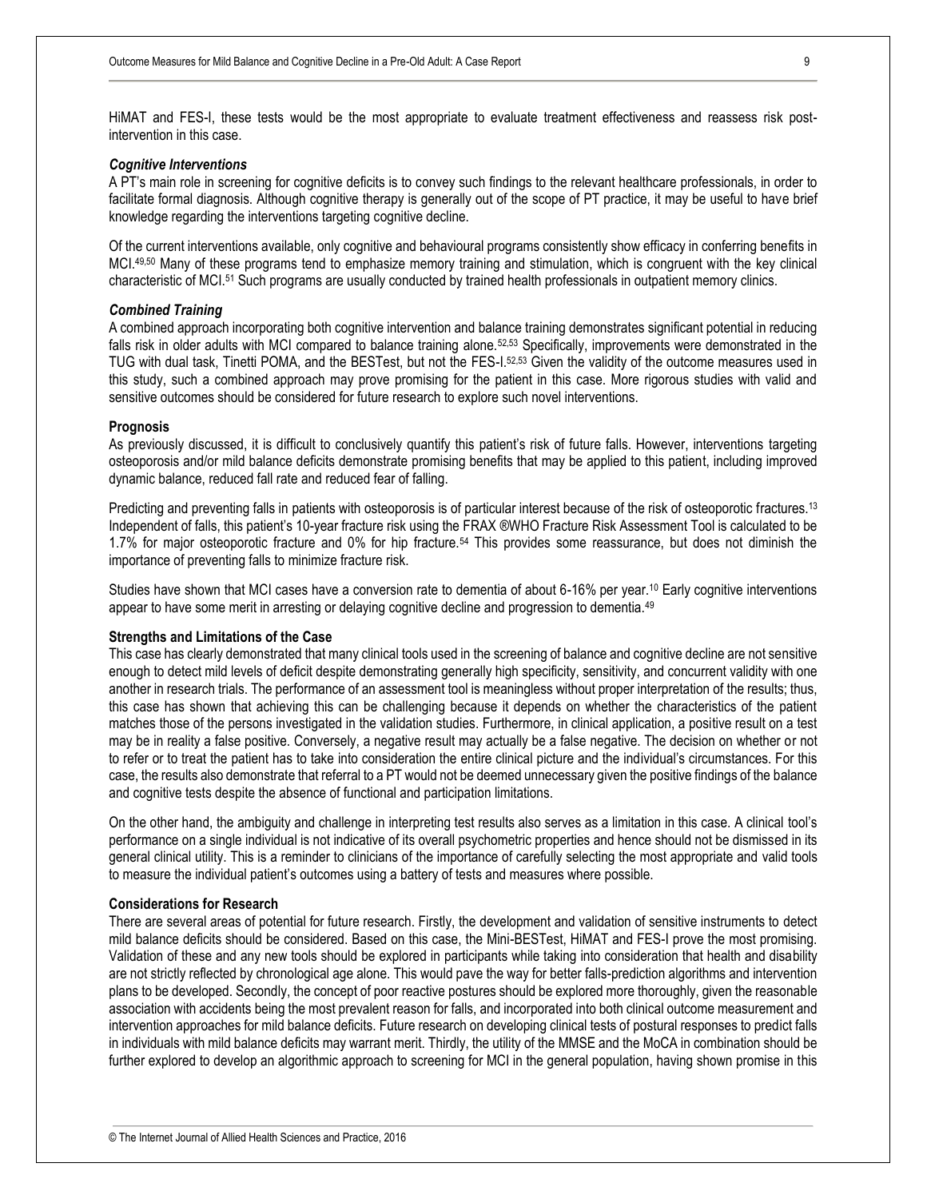HiMAT and FES-I, these tests would be the most appropriate to evaluate treatment effectiveness and reassess risk post-intervention in this case.

### *Cognitive Interventions*

A PT's main role in screening for cognitive deficits is to convey such findings to the relevant healthcare professionals, in order to facilitate formal diagnosis. Although cognitive therapy is generally out of the scope of PT practice, it may be useful to have brief knowledge regarding the interventions targeting cognitive decline.

Of the current interventions available, only cognitive and behavioural programs consistently show efficacy in conferring benefits in MCI.[49,50] Many of these programs tend to emphasize memory training and stimulation, which is congruent with the key clinical characteristic of MCI.[51] Such programs are usually conducted by trained health professionals in outpatient memory clinics.

### *Combined Training*

A combined approach incorporating both cognitive intervention and balance training demonstrates significant potential in reducing falls risk in older adults with MCI compared to balance training alone.[52,53] Specifically, improvements were demonstrated in the TUG with dual task, Tinetti POMA, and the BESTest, but not the FES-I.[52,53] Given the validity of the outcome measures used in this study, such a combined approach may prove promising for the patient in this case. More rigorous studies with valid and sensitive outcomes should be considered for future research to explore such novel interventions.

## Prognosis

As previously discussed, it is difficult to conclusively quantify this patient's risk of future falls. However, interventions targeting osteoporosis and/or mild balance deficits demonstrate promising benefits that may be applied to this patient, including improved dynamic balance, reduced fall rate and reduced fear of falling.

Predicting and preventing falls in patients with osteoporosis is of particular interest because of the risk of osteoporotic fractures.[13] Independent of falls, this patient's 10-year fracture risk using the FRAX ®WHO Fracture Risk Assessment Tool is calculated to be 1.7% for major osteoporotic fracture and 0% for hip fracture.[54] This provides some reassurance, but does not diminish the importance of preventing falls to minimize fracture risk.

Studies have shown that MCI cases have a conversion rate to dementia of about 6-16% per year.[10] Early cognitive interventions appear to have some merit in arresting or delaying cognitive decline and progression to dementia.[49]

## Strengths and Limitations of the Case

This case has clearly demonstrated that many clinical tools used in the screening of balance and cognitive decline are not sensitive enough to detect mild levels of deficit despite demonstrating generally high specificity, sensitivity, and concurrent validity with one another in research trials. The performance of an assessment tool is meaningless without proper interpretation of the results; thus, this case has shown that achieving this can be challenging because it depends on whether the characteristics of the patient matches those of the persons investigated in the validation studies. Furthermore, in clinical application, a positive result on a test may be in reality a false positive. Conversely, a negative result may actually be a false negative. The decision on whether or not to refer or to treat the patient has to take into consideration the entire clinical picture and the individual's circumstances. For this case, the results also demonstrate that referral to a PT would not be deemed unnecessary given the positive findings of the balance and cognitive tests despite the absence of functional and participation limitations.

On the other hand, the ambiguity and challenge in interpreting test results also serves as a limitation in this case. A clinical tool's performance on a single individual is not indicative of its overall psychometric properties and hence should not be dismissed in its general clinical utility. This is a reminder to clinicians of the importance of carefully selecting the most appropriate and valid tools to measure the individual patient's outcomes using a battery of tests and measures where possible.

## Considerations for Research

There are several areas of potential for future research. Firstly, the development and validation of sensitive instruments to detect mild balance deficits should be considered. Based on this case, the Mini-BESTest, HiMAT and FES-I prove the most promising. Validation of these and any new tools should be explored in participants while taking into consideration that health and disability are not strictly reflected by chronological age alone. This would pave the way for better falls-prediction algorithms and intervention plans to be developed. Secondly, the concept of poor reactive postures should be explored more thoroughly, given the reasonable association with accidents being the most prevalent reason for falls, and incorporated into both clinical outcome measurement and intervention approaches for mild balance deficits. Future research on developing clinical tests of postural responses to predict falls in individuals with mild balance deficits may warrant merit. Thirdly, the utility of the MMSE and the MoCA in combination should be further explored to develop an algorithmic approach to screening for MCI in the general population, having shown promise in this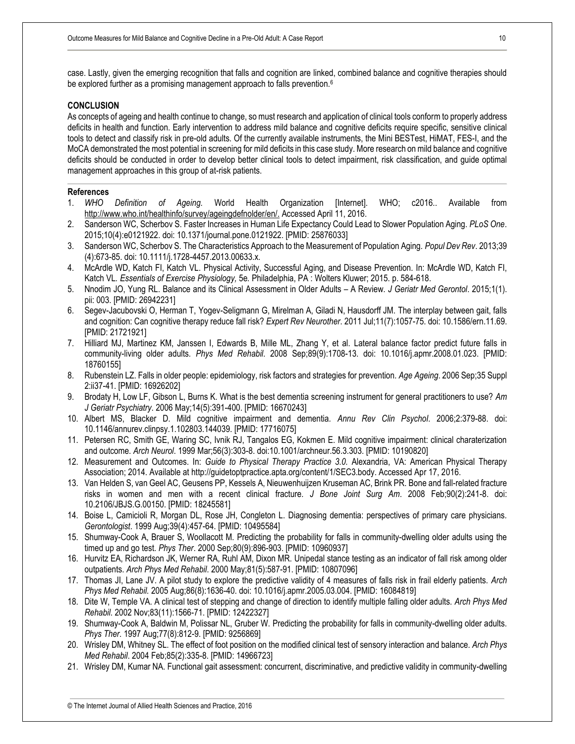case. Lastly, given the emerging recognition that falls and cognition are linked, combined balance and cognitive therapies should be explored further as a promising management approach to falls prevention.[6]

## CONCLUSION

As concepts of ageing and health continue to change, so must research and application of clinical tools conform to properly address deficits in health and function. Early intervention to address mild balance and cognitive deficits require specific, sensitive clinical tools to detect and classify risk in pre-old adults. Of the currently available instruments, the Mini BESTest, HiMAT, FES-I, and the MoCA demonstrated the most potential in screening for mild deficits in this case study. More research on mild balance and cognitive deficits should be conducted in order to develop better clinical tools to detect impairment, risk classification, and guide optimal management approaches in this group of at-risk patients.

## References

1. *WHO Definition of Ageing.* World Health Organization [Internet]. WHO; c2016.. Available from http://www.who.int/healthinfo/survey/ageingdefnolder/en/. Accessed April 11, 2016.
2. Sanderson WC, Scherbov S. Faster Increases in Human Life Expectancy Could Lead to Slower Population Aging. *PLoS One*. 2015;10(4):e0121922. doi: 10.1371/journal.pone.0121922. [PMID: 25876033]
3. Sanderson WC, Scherbov S. The Characteristics Approach to the Measurement of Population Aging. *Popul Dev Rev*. 2013;39 (4):673-85. doi: 10.1111/j.1728-4457.2013.00633.x.
4. McArdle WD, Katch FI, Katch VL. Physical Activity, Successful Aging, and Disease Prevention. In: McArdle WD, Katch FI, Katch VL. *Essentials of Exercise Physiology,* 5e. Philadelphia, PA : Wolters Kluwer; 2015. p. 584-618.
5. Nnodim JO, Yung RL. Balance and its Clinical Assessment in Older Adults – A Review. *J Geriatr Med Gerontol*. 2015;1(1). pii: 003. [PMID: 26942231]
6. Segev-Jacubovski O, Herman T, Yogev-Seligmann G, Mirelman A, Giladi N, Hausdorff JM. The interplay between gait, falls and cognition: Can cognitive therapy reduce fall risk? *Expert Rev Neurother*. 2011 Jul;11(7):1057-75. doi: 10.1586/ern.11.69. [PMID: 21721921]
7. Hilliard MJ, Martinez KM, Janssen I, Edwards B, Mille ML, Zhang Y, et al. Lateral balance factor predict future falls in community-living older adults. *Phys Med Rehabil*. 2008 Sep;89(9):1708-13. doi: 10.1016/j.apmr.2008.01.023. [PMID: 18760155]
8. Rubenstein LZ. Falls in older people: epidemiology, risk factors and strategies for prevention. *Age Ageing*. 2006 Sep;35 Suppl 2:ii37-41. [PMID: 16926202]
9. Brodaty H, Low LF, Gibson L, Burns K. What is the best dementia screening instrument for general practitioners to use? *Am J Geriatr Psychiatry*. 2006 May;14(5):391-400. [PMID: 16670243]
10. Albert MS, Blacker D. Mild cognitive impairment and dementia. *Annu Rev Clin Psychol*. 2006;2:379-88. doi: 10.1146/annurev.clinpsy.1.102803.144039. [PMID: 17716075]
11. Petersen RC, Smith GE, Waring SC, Ivnik RJ, Tangalos EG, Kokmen E. Mild cognitive impairment: clinical charaterization and outcome. *Arch Neurol*. 1999 Mar;56(3):303-8. doi:10.1001/archneur.56.3.303. [PMID: 10190820]
12. Measurement and Outcomes. In: *Guide to Physical Therapy Practice 3.0.* Alexandria, VA: American Physical Therapy Association; 2014. Available at http://guidetoptpractice.apta.org/content/1/SEC3.body. Accessed Apr 17, 2016.
13. Van Helden S, van Geel AC, Geusens PP, Kessels A, Nieuwenhuijzen Kruseman AC, Brink PR. Bone and fall-related fracture risks in women and men with a recent clinical fracture. *J Bone Joint Surg Am*. 2008 Feb;90(2):241-8. doi: 10.2106/JBJS.G.00150. [PMID: 18245581]
14. Boise L, Camicioli R, Morgan DL, Rose JH, Congleton L. Diagnosing dementia: perspectives of primary care physicians. *Gerontologist*. 1999 Aug;39(4):457-64. [PMID: 10495584]
15. Shumway-Cook A, Brauer S, Woollacott M. Predicting the probability for falls in community-dwelling older adults using the timed up and go test. *Phys Ther*. 2000 Sep;80(9):896-903. [PMID: 10960937]
16. Hurvitz EA, Richardson JK, Werner RA, Ruhl AM, Dixon MR. Unipedal stance testing as an indicator of fall risk among older outpatients. *Arch Phys Med Rehabil*. 2000 May;81(5):587-91. [PMID: 10807096]
17. Thomas JI, Lane JV. A pilot study to explore the predictive validity of 4 measures of falls risk in frail elderly patients. *Arch Phys Med Rehabil*. 2005 Aug;86(8):1636-40. doi: 10.1016/j.apmr.2005.03.004. [PMID: 16084819]
18. Dite W, Temple VA. A clinical test of stepping and change of direction to identify multiple falling older adults. *Arch Phys Med Rehabil*. 2002 Nov;83(11):1566-71. [PMID: 12422327]
19. Shumway-Cook A, Baldwin M, Polissar NL, Gruber W. Predicting the probability for falls in community-dwelling older adults. *Phys Ther*. 1997 Aug;77(8):812-9. [PMID: 9256869]
20. Wrisley DM, Whitney SL. The effect of foot position on the modified clinical test of sensory interaction and balance. *Arch Phys Med Rehabil*. 2004 Feb;85(2):335-8. [PMID: 14966723]
21. Wrisley DM, Kumar NA. Functional gait assessment: concurrent, discriminative, and predictive validity in community-dwelling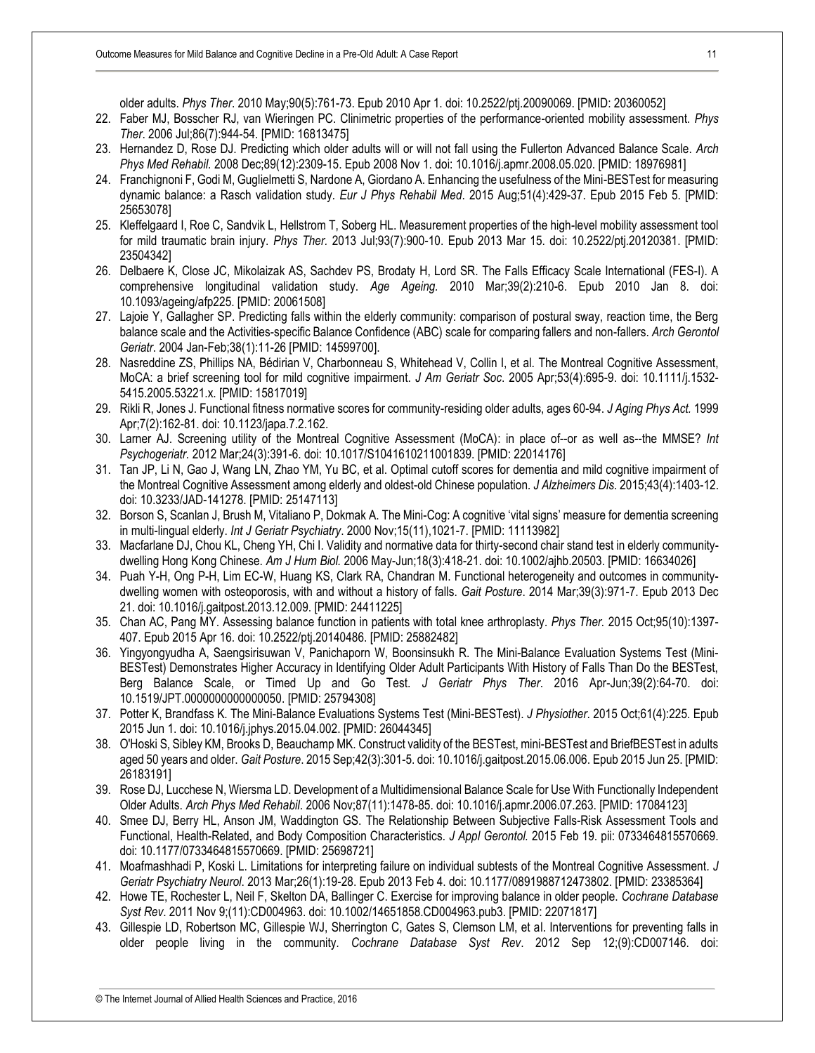older adults. *Phys Ther*. 2010 May;90(5):761-73. Epub 2010 Apr 1. doi: 10.2522/ptj.20090069. [PMID: 20360052]

22. Faber MJ, Bosscher RJ, van Wieringen PC. Clinimetric properties of the performance-oriented mobility assessment. *Phys Ther*. 2006 Jul;86(7):944-54. [PMID: 16813475]
23. Hernandez D, Rose DJ. Predicting which older adults will or will not fall using the Fullerton Advanced Balance Scale. *Arch Phys Med Rehabil.* 2008 Dec;89(12):2309-15. Epub 2008 Nov 1. doi: 10.1016/j.apmr.2008.05.020. [PMID: 18976981]
24. Franchignoni F, Godi M, Guglielmetti S, Nardone A, Giordano A. Enhancing the usefulness of the Mini-BESTest for measuring dynamic balance: a Rasch validation study. *Eur J Phys Rehabil Med*. 2015 Aug;51(4):429-37. Epub 2015 Feb 5. [PMID: 25653078]
25. Kleffelgaard I, Roe C, Sandvik L, Hellstrom T, Soberg HL. Measurement properties of the high-level mobility assessment tool for mild traumatic brain injury. *Phys Ther.* 2013 Jul;93(7):900-10. Epub 2013 Mar 15. doi: 10.2522/ptj.20120381. [PMID: 23504342]
26. Delbaere K, Close JC, Mikolaizak AS, Sachdev PS, Brodaty H, Lord SR. The Falls Efficacy Scale International (FES-I). A comprehensive longitudinal validation study. *Age Ageing.* 2010 Mar;39(2):210-6. Epub 2010 Jan 8. doi: 10.1093/ageing/afp225. [PMID: 20061508]
27. Lajoie Y, Gallagher SP. Predicting falls within the elderly community: comparison of postural sway, reaction time, the Berg balance scale and the Activities-specific Balance Confidence (ABC) scale for comparing fallers and non-fallers. *Arch Gerontol Geriatr*. 2004 Jan-Feb;38(1):11-26 [PMID: 14599700].
28. Nasreddine ZS, Phillips NA, Bédirian V, Charbonneau S, Whitehead V, Collin I, et al. The Montreal Cognitive Assessment, MoCA: a brief screening tool for mild cognitive impairment. *J Am Geriatr Soc*. 2005 Apr;53(4):695-9. doi: 10.1111/j.1532-5415.2005.53221.x. [PMID: 15817019]
29. Rikli R, Jones J. Functional fitness normative scores for community-residing older adults, ages 60-94. *J Aging Phys Act.* 1999 Apr;7(2):162-81. doi: 10.1123/japa.7.2.162.
30. Larner AJ. Screening utility of the Montreal Cognitive Assessment (MoCA): in place of--or as well as--the MMSE? *Int Psychogeriatr*. 2012 Mar;24(3):391-6. doi: 10.1017/S1041610211001839. [PMID: 22014176]
31. Tan JP, Li N, Gao J, Wang LN, Zhao YM, Yu BC, et al. Optimal cutoff scores for dementia and mild cognitive impairment of the Montreal Cognitive Assessment among elderly and oldest-old Chinese population. *J Alzheimers Dis*. 2015;43(4):1403-12. doi: 10.3233/JAD-141278. [PMID: 25147113]
32. Borson S, Scanlan J, Brush M, Vitaliano P, Dokmak A. The Mini-Cog: A cognitive 'vital signs' measure for dementia screening in multi-lingual elderly. *Int J Geriatr Psychiatry*. 2000 Nov;15(11),1021-7. [PMID: 11113982]
33. Macfarlane DJ, Chou KL, Cheng YH, Chi I. Validity and normative data for thirty-second chair stand test in elderly community-dwelling Hong Kong Chinese. *Am J Hum Biol.* 2006 May-Jun;18(3):418-21. doi: 10.1002/ajhb.20503. [PMID: 16634026]
34. Puah Y-H, Ong P-H, Lim EC-W, Huang KS, Clark RA, Chandran M. Functional heterogeneity and outcomes in community-dwelling women with osteoporosis, with and without a history of falls. *Gait Posture*. 2014 Mar;39(3):971-7. Epub 2013 Dec 21. doi: 10.1016/j.gaitpost.2013.12.009. [PMID: 24411225]
35. Chan AC, Pang MY. Assessing balance function in patients with total knee arthroplasty. *Phys Ther.* 2015 Oct;95(10):1397-407. Epub 2015 Apr 16. doi: 10.2522/ptj.20140486. [PMID: 25882482]
36. Yingyongyudha A, Saengsirisuwan V, Panichaporn W, Boonsinsukh R. The Mini-Balance Evaluation Systems Test (Mini-BESTest) Demonstrates Higher Accuracy in Identifying Older Adult Participants With History of Falls Than Do the BESTest, Berg Balance Scale, or Timed Up and Go Test. *J Geriatr Phys Ther*. 2016 Apr-Jun;39(2):64-70. doi: 10.1519/JPT.0000000000000050. [PMID: 25794308]
37. Potter K, Brandfass K. The Mini-Balance Evaluations Systems Test (Mini-BESTest). *J Physiother*. 2015 Oct;61(4):225. Epub 2015 Jun 1. doi: 10.1016/j.jphys.2015.04.002. [PMID: 26044345]
38. O'Hoski S, Sibley KM, Brooks D, Beauchamp MK. Construct validity of the BESTest, mini-BESTest and BriefBESTest in adults aged 50 years and older. *Gait Posture*. 2015 Sep;42(3):301-5. doi: 10.1016/j.gaitpost.2015.06.006. Epub 2015 Jun 25. [PMID: 26183191]
39. Rose DJ, Lucchese N, Wiersma LD. Development of a Multidimensional Balance Scale for Use With Functionally Independent Older Adults. *Arch Phys Med Rehabil*. 2006 Nov;87(11):1478-85. doi: 10.1016/j.apmr.2006.07.263. [PMID: 17084123]
40. Smee DJ, Berry HL, Anson JM, Waddington GS. The Relationship Between Subjective Falls-Risk Assessment Tools and Functional, Health-Related, and Body Composition Characteristics. *J Appl Gerontol.* 2015 Feb 19. pii: 0733464815570669. doi: 10.1177/0733464815570669. [PMID: 25698721]
41. Moafmashhadi P, Koski L. Limitations for interpreting failure on individual subtests of the Montreal Cognitive Assessment. *J Geriatr Psychiatry Neurol*. 2013 Mar;26(1):19-28. Epub 2013 Feb 4. doi: 10.1177/0891988712473802. [PMID: 23385364]
42. Howe TE, Rochester L, Neil F, Skelton DA, Ballinger C. Exercise for improving balance in older people. *Cochrane Database Syst Rev*. 2011 Nov 9;(11):CD004963. doi: 10.1002/14651858.CD004963.pub3. [PMID: 22071817]
43. Gillespie LD, Robertson MC, Gillespie WJ, Sherrington C, Gates S, Clemson LM, et al. Interventions for preventing falls in older people living in the community. *Cochrane Database Syst Rev*. 2012 Sep 12;(9):CD007146. doi: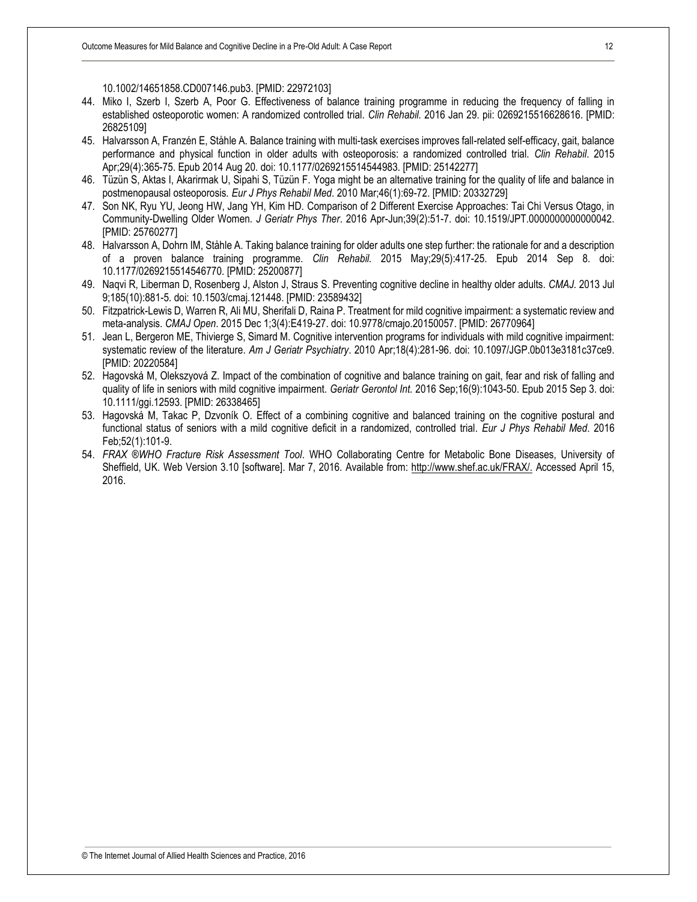10.1002/14651858.CD007146.pub3. [PMID: 22972103]

44. Miko I, Szerb I, Szerb A, Poor G. Effectiveness of balance training programme in reducing the frequency of falling in established osteoporotic women: A randomized controlled trial. *Clin Rehabil*. 2016 Jan 29. pii: 0269215516628616. [PMID: 26825109]
45. Halvarsson A, Franzén E, Ståhle A. Balance training with multi-task exercises improves fall-related self-efficacy, gait, balance performance and physical function in older adults with osteoporosis: a randomized controlled trial. *Clin Rehabil*. 2015 Apr;29(4):365-75. Epub 2014 Aug 20. doi: 10.1177/0269215514544983. [PMID: 25142277]
46. Tüzün S, Aktas I, Akarirmak U, Sipahi S, Tüzün F. Yoga might be an alternative training for the quality of life and balance in postmenopausal osteoporosis. *Eur J Phys Rehabil Med*. 2010 Mar;46(1):69-72. [PMID: 20332729]
47. Son NK, Ryu YU, Jeong HW, Jang YH, Kim HD. Comparison of 2 Different Exercise Approaches: Tai Chi Versus Otago, in Community-Dwelling Older Women. *J Geriatr Phys Ther*. 2016 Apr-Jun;39(2):51-7. doi: 10.1519/JPT.0000000000000042. [PMID: 25760277]
48. Halvarsson A, Dohrn IM, Ståhle A. Taking balance training for older adults one step further: the rationale for and a description of a proven balance training programme. *Clin Rehabil.* 2015 May;29(5):417-25. Epub 2014 Sep 8. doi: 10.1177/0269215514546770. [PMID: 25200877]
49. Naqvi R, Liberman D, Rosenberg J, Alston J, Straus S. Preventing cognitive decline in healthy older adults. *CMAJ*. 2013 Jul 9;185(10):881-5. doi: 10.1503/cmaj.121448. [PMID: 23589432]
50. Fitzpatrick-Lewis D, Warren R, Ali MU, Sherifali D, Raina P. Treatment for mild cognitive impairment: a systematic review and meta-analysis. *CMAJ Open*. 2015 Dec 1;3(4):E419-27. doi: 10.9778/cmajo.20150057. [PMID: 26770964]
51. Jean L, Bergeron ME, Thivierge S, Simard M. Cognitive intervention programs for individuals with mild cognitive impairment: systematic review of the literature. *Am J Geriat Psychiatry*. 2010 Apr;18(4):281-96. doi: 10.1097/JGP.0b013e3181c37ce9. [PMID: 20220584]
52. Hagovská M, Olekszyová Z. Impact of the combination of cognitive and balance training on gait, fear and risk of falling and quality of life in seniors with mild cognitive impairment. *Geriatr Gerontol Int.* 2016 Sep;16(9):1043-50. Epub 2015 Sep 3. doi: 10.1111/ggi.12593. [PMID: 26338465]
53. Hagovská M, Takac P, Dzvoník O. Effect of a combining cognitive and balanced training on the cognitive postural and functional status of seniors with a mild cognitive deficit in a randomized, controlled trial. *Eur J Phys Rehabil Med*. 2016 Feb;52(1):101-9.
54. *FRAX ®WHO Fracture Risk Assessment Tool*. WHO Collaborating Centre for Metabolic Bone Diseases, University of Sheffield, UK. Web Version 3.10 [software]. Mar 7, 2016. Available from: http://www.shef.ac.uk/FRAX/. Accessed April 15, 2016.